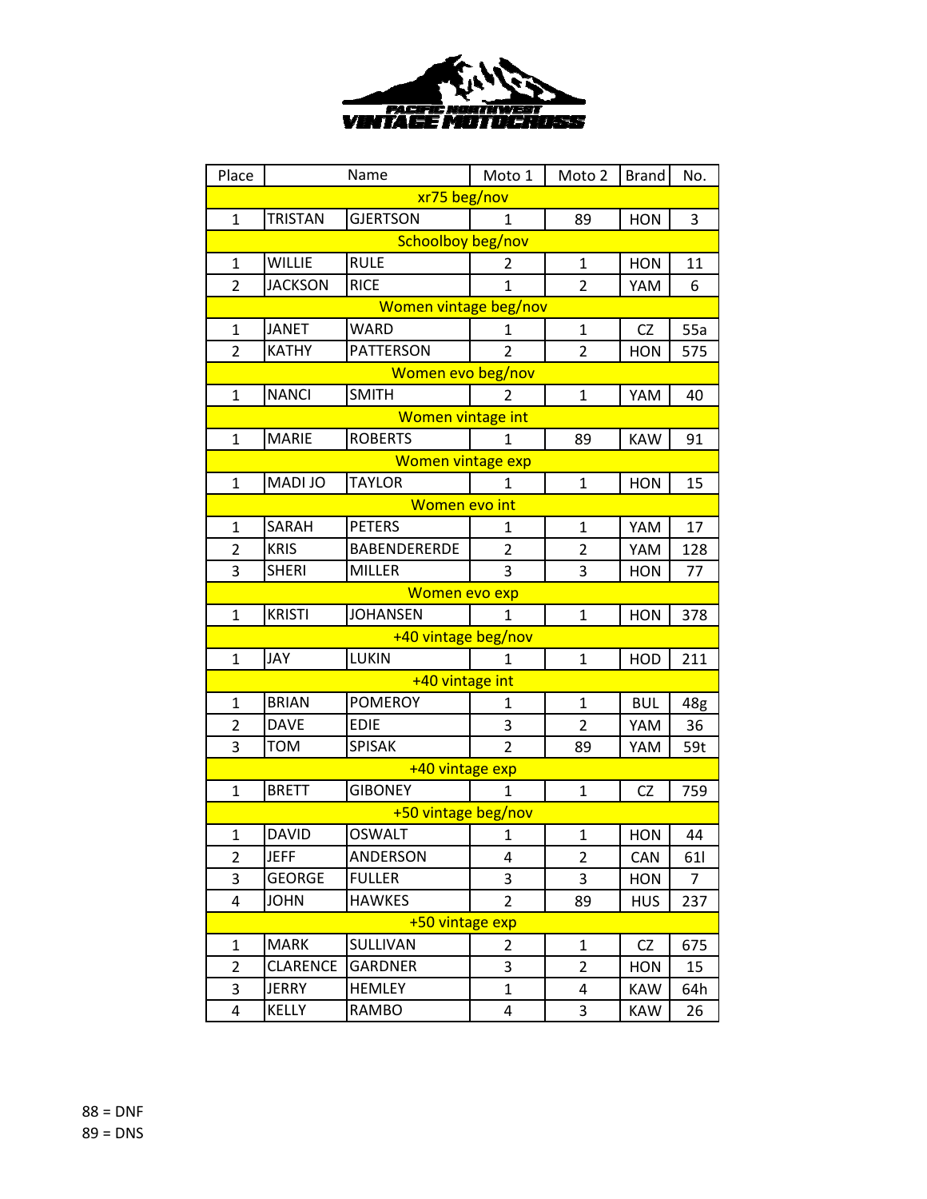PACIFIC NORTHWEST VINTAGE MOTOCROSS

| Place | Name | | Moto 1 | Moto 2 | Brand | No. |
|---|---|---|---|---|---|---|
| | | | xr75 beg/nov | | | |
| 1 | TRISTAN | GJERTSON | 1 | 89 | HON | 3 |
| | | | Schoolboy beg/nov | | | |
| 1 | WILLIE | RULE | 2 | 1 | HON | 11 |
| 2 | JACKSON | RICE | 1 | 2 | YAM | 6 |
| | | | Women vintage beg/nov | | | |
| 1 | JANET | WARD | 1 | 1 | CZ | 55a |
| 2 | KATHY | PATTERSON | 2 | 2 | HON | 575 |
| | | | Women evo beg/nov | | | |
| 1 | NANCI | SMITH | 2 | 1 | YAM | 40 |
| | | | Women vintage int | | | |
| 1 | MARIE | ROBERTS | 1 | 89 | KAW | 91 |
| | | | Women vintage exp | | | |
| 1 | MADI JO | TAYLOR | 1 | 1 | HON | 15 |
| | | | Women evo int | | | |
| 1 | SARAH | PETERS | 1 | 1 | YAM | 17 |
| 2 | KRIS | BABENDERERDE | 2 | 2 | YAM | 128 |
| 3 | SHERI | MILLER | 3 | 3 | HON | 77 |
| | | | Women evo exp | | | |
| 1 | KRISTI | JOHANSEN | 1 | 1 | HON | 378 |
| | | | +40 vintage beg/nov | | | |
| 1 | JAY | LUKIN | 1 | 1 | HOD | 211 |
| | | | +40 vintage int | | | |
| 1 | BRIAN | POMEROY | 1 | 1 | BUL | 48g |
| 2 | DAVE | EDIE | 3 | 2 | YAM | 36 |
| 3 | TOM | SPISAK | 2 | 89 | YAM | 59t |
| | | | +40 vintage exp | | | |
| 1 | BRETT | GIBONEY | 1 | 1 | CZ | 759 |
| | | | +50 vintage beg/nov | | | |
| 1 | DAVID | OSWALT | 1 | 1 | HON | 44 |
| 2 | JEFF | ANDERSON | 4 | 2 | CAN | 61l |
| 3 | GEORGE | FULLER | 3 | 3 | HON | 7 |
| 4 | JOHN | HAWKES | 2 | 89 | HUS | 237 |
| | | | +50 vintage exp | | | |
| 1 | MARK | SULLIVAN | 2 | 1 | CZ | 675 |
| 2 | CLARENCE | GARDNER | 3 | 2 | HON | 15 |
| 3 | JERRY | HEMLEY | 1 | 4 | KAW | 64h |
| 4 | KELLY | RAMBO | 4 | 3 | KAW | 26 |

88 = DNF
89 = DNS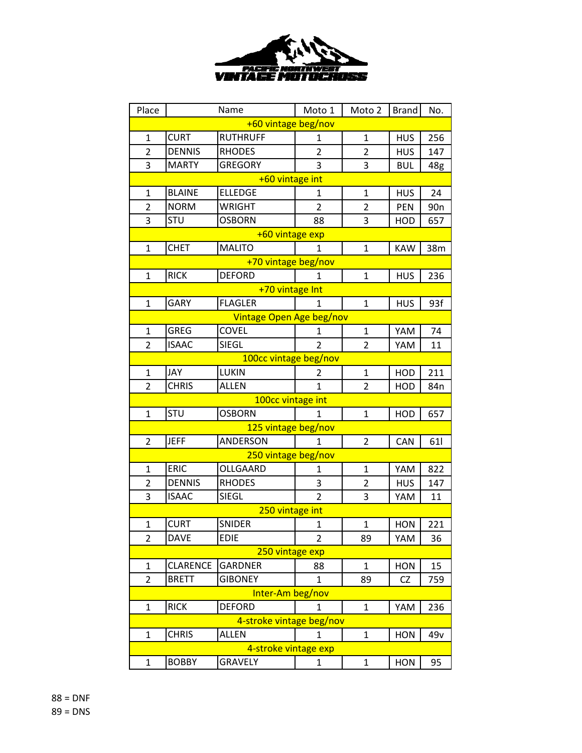PACIFIC NORTHWEST VINTAGE MOTOCROSS

| Place | Name | | Moto 1 | Moto 2 | Brand | No. |
|---|---|---|---|---|---|---|
| **+60 vintage beg/nov** | | | | | | |
| 1 | CURT | RUTHRUFF | 1 | 1 | HUS | 256 |
| 2 | DENNIS | RHODES | 2 | 2 | HUS | 147 |
| 3 | MARTY | GREGORY | 3 | 3 | BUL | 48g |
| **+60 vintage int** | | | | | | |
| 1 | BLAINE | ELLEDGE | 1 | 1 | HUS | 24 |
| 2 | NORM | WRIGHT | 2 | 2 | PEN | 90n |
| 3 | STU | OSBORN | 88 | 3 | HOD | 657 |
| **+60 vintage exp** | | | | | | |
| 1 | CHET | MALITO | 1 | 1 | KAW | 38m |
| **+70 vintage beg/nov** | | | | | | |
| 1 | RICK | DEFORD | 1 | 1 | HUS | 236 |
| **+70 vintage Int** | | | | | | |
| 1 | GARY | FLAGLER | 1 | 1 | HUS | 93f |
| **Vintage Open Age beg/nov** | | | | | | |
| 1 | GREG | COVEL | 1 | 1 | YAM | 74 |
| 2 | ISAAC | SIEGL | 2 | 2 | YAM | 11 |
| **100cc vintage beg/nov** | | | | | | |
| 1 | JAY | LUKIN | 2 | 1 | HOD | 211 |
| 2 | CHRIS | ALLEN | 1 | 2 | HOD | 84n |
| **100cc vintage int** | | | | | | |
| 1 | STU | OSBORN | 1 | 1 | HOD | 657 |
| **125 vintage beg/nov** | | | | | | |
| 2 | JEFF | ANDERSON | 1 | 2 | CAN | 61l |
| **250 vintage beg/nov** | | | | | | |
| 1 | ERIC | OLLGAARD | 1 | 1 | YAM | 822 |
| 2 | DENNIS | RHODES | 3 | 2 | HUS | 147 |
| 3 | ISAAC | SIEGL | 2 | 3 | YAM | 11 |
| **250 vintage int** | | | | | | |
| 1 | CURT | SNIDER | 1 | 1 | HON | 221 |
| 2 | DAVE | EDIE | 2 | 89 | YAM | 36 |
| **250 vintage exp** | | | | | | |
| 1 | CLARENCE | GARDNER | 88 | 1 | HON | 15 |
| 2 | BRETT | GIBONEY | 1 | 89 | CZ | 759 |
| **Inter-Am beg/nov** | | | | | | |
| 1 | RICK | DEFORD | 1 | 1 | YAM | 236 |
| **4-stroke vintage beg/nov** | | | | | | |
| 1 | CHRIS | ALLEN | 1 | 1 | HON | 49v |
| **4-stroke vintage exp** | | | | | | |
| 1 | BOBBY | GRAVELY | 1 | 1 | HON | 95 |

88 = DNF
89 = DNS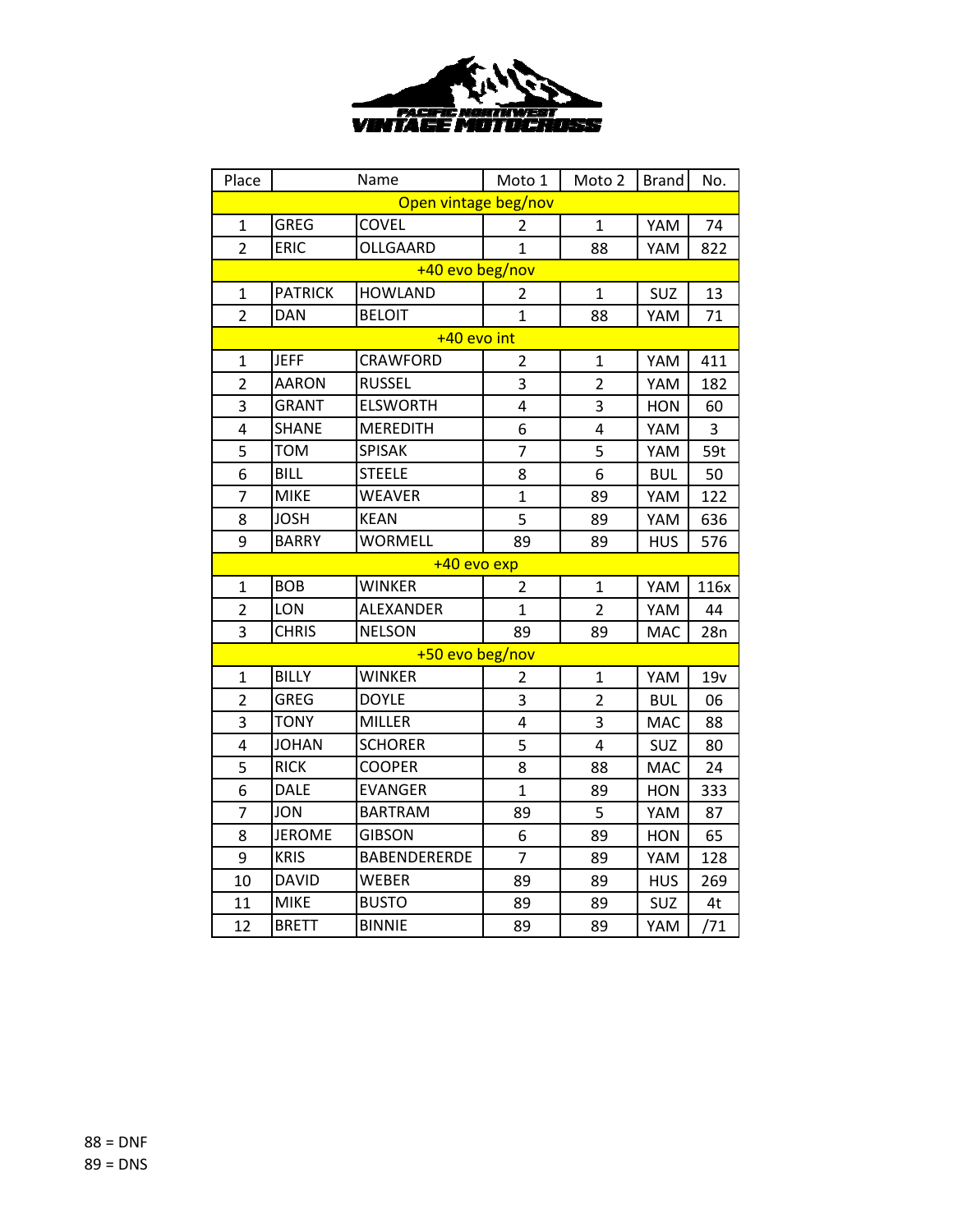PACIFIC NORTHWEST VINTAGE MOTOCROSS

| Place | Name | | Moto 1 | Moto 2 | Brand | No. |
|---|---|---|---|---|---|---|
| **Open vintage beg/nov** | | | | | | |
| 1 | GREG | COVEL | 2 | 1 | YAM | 74 |
| 2 | ERIC | OLLGAARD | 1 | 88 | YAM | 822 |
| **+40 evo beg/nov** | | | | | | |
| 1 | PATRICK | HOWLAND | 2 | 1 | SUZ | 13 |
| 2 | DAN | BELOIT | 1 | 88 | YAM | 71 |
| **+40 evo int** | | | | | | |
| 1 | JEFF | CRAWFORD | 2 | 1 | YAM | 411 |
| 2 | AARON | RUSSEL | 3 | 2 | YAM | 182 |
| 3 | GRANT | ELSWORTH | 4 | 3 | HON | 60 |
| 4 | SHANE | MEREDITH | 6 | 4 | YAM | 3 |
| 5 | TOM | SPISAK | 7 | 5 | YAM | 59t |
| 6 | BILL | STEELE | 8 | 6 | BUL | 50 |
| 7 | MIKE | WEAVER | 1 | 89 | YAM | 122 |
| 8 | JOSH | KEAN | 5 | 89 | YAM | 636 |
| 9 | BARRY | WORMELL | 89 | 89 | HUS | 576 |
| **+40 evo exp** | | | | | | |
| 1 | BOB | WINKER | 2 | 1 | YAM | 116x |
| 2 | LON | ALEXANDER | 1 | 2 | YAM | 44 |
| 3 | CHRIS | NELSON | 89 | 89 | MAC | 28n |
| **+50 evo beg/nov** | | | | | | |
| 1 | BILLY | WINKER | 2 | 1 | YAM | 19v |
| 2 | GREG | DOYLE | 3 | 2 | BUL | 06 |
| 3 | TONY | MILLER | 4 | 3 | MAC | 88 |
| 4 | JOHAN | SCHORER | 5 | 4 | SUZ | 80 |
| 5 | RICK | COOPER | 8 | 88 | MAC | 24 |
| 6 | DALE | EVANGER | 1 | 89 | HON | 333 |
| 7 | JON | BARTRAM | 89 | 5 | YAM | 87 |
| 8 | JEROME | GIBSON | 6 | 89 | HON | 65 |
| 9 | KRIS | BABENDERERDE | 7 | 89 | YAM | 128 |
| 10 | DAVID | WEBER | 89 | 89 | HUS | 269 |
| 11 | MIKE | BUSTO | 89 | 89 | SUZ | 4t |
| 12 | BRETT | BINNIE | 89 | 89 | YAM | /71 |

88 = DNF
89 = DNS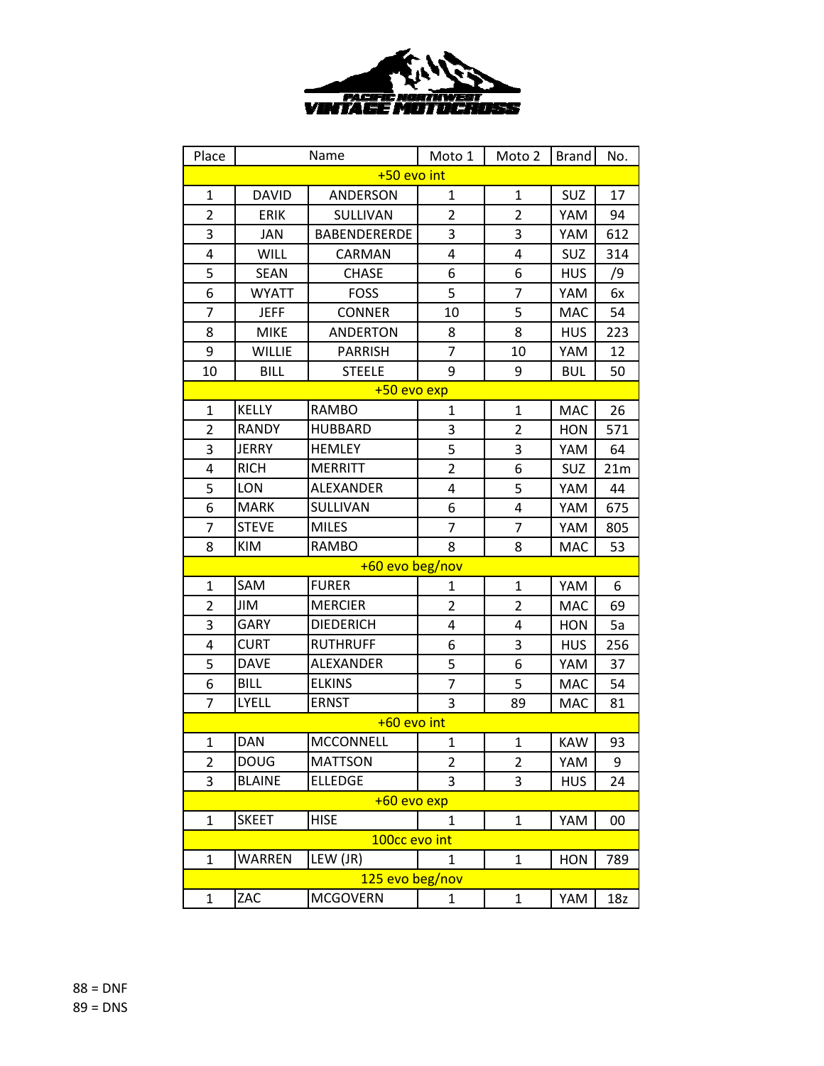# PACIFIC NORTHWEST VINTAGE MOTOCROSS

| Place | Name | | Moto 1 | Moto 2 | Brand | No. |
|---|---|---|---|---|---|---|
| **+50 evo int** | | | | | | |
| 1 | DAVID | ANDERSON | 1 | 1 | SUZ | 17 |
| 2 | ERIK | SULLIVAN | 2 | 2 | YAM | 94 |
| 3 | JAN | BABENDERERDE | 3 | 3 | YAM | 612 |
| 4 | WILL | CARMAN | 4 | 4 | SUZ | 314 |
| 5 | SEAN | CHASE | 6 | 6 | HUS | /9 |
| 6 | WYATT | FOSS | 5 | 7 | YAM | 6x |
| 7 | JEFF | CONNER | 10 | 5 | MAC | 54 |
| 8 | MIKE | ANDERTON | 8 | 8 | HUS | 223 |
| 9 | WILLIE | PARRISH | 7 | 10 | YAM | 12 |
| 10 | BILL | STEELE | 9 | 9 | BUL | 50 |
| **+50 evo exp** | | | | | | |
| 1 | KELLY | RAMBO | 1 | 1 | MAC | 26 |
| 2 | RANDY | HUBBARD | 3 | 2 | HON | 571 |
| 3 | JERRY | HEMLEY | 5 | 3 | YAM | 64 |
| 4 | RICH | MERRITT | 2 | 6 | SUZ | 21m |
| 5 | LON | ALEXANDER | 4 | 5 | YAM | 44 |
| 6 | MARK | SULLIVAN | 6 | 4 | YAM | 675 |
| 7 | STEVE | MILES | 7 | 7 | YAM | 805 |
| 8 | KIM | RAMBO | 8 | 8 | MAC | 53 |
| **+60 evo beg/nov** | | | | | | |
| 1 | SAM | FURER | 1 | 1 | YAM | 6 |
| 2 | JIM | MERCIER | 2 | 2 | MAC | 69 |
| 3 | GARY | DIEDERICH | 4 | 4 | HON | 5a |
| 4 | CURT | RUTHRUFF | 6 | 3 | HUS | 256 |
| 5 | DAVE | ALEXANDER | 5 | 6 | YAM | 37 |
| 6 | BILL | ELKINS | 7 | 5 | MAC | 54 |
| 7 | LYELL | ERNST | 3 | 89 | MAC | 81 |
| **+60 evo int** | | | | | | |
| 1 | DAN | MCCONNELL | 1 | 1 | KAW | 93 |
| 2 | DOUG | MATTSON | 2 | 2 | YAM | 9 |
| 3 | BLAINE | ELLEDGE | 3 | 3 | HUS | 24 |
| **+60 evo exp** | | | | | | |
| 1 | SKEET | HISE | 1 | 1 | YAM | 00 |
| **100cc evo int** | | | | | | |
| 1 | WARREN | LEW (JR) | 1 | 1 | HON | 789 |
| **125 evo beg/nov** | | | | | | |
| 1 | ZAC | MCGOVERN | 1 | 1 | YAM | 18z |

88 = DNF

89 = DNS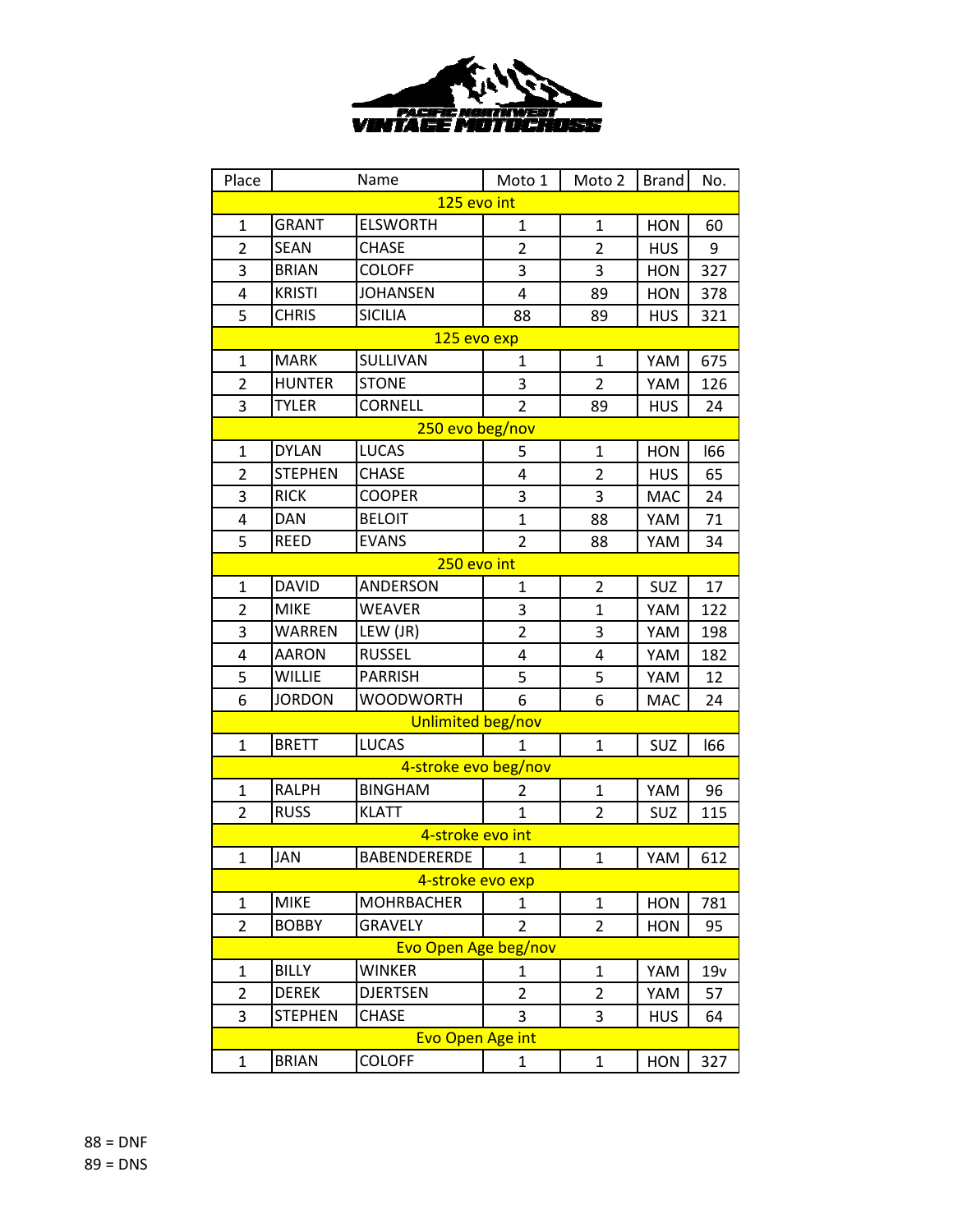PACIFIC NORTHWEST VINTAGE MOTOCROSS

| Place | Name | | Moto 1 | Moto 2 | Brand | No. |
|---|---|---|---|---|---|---|
| 125 evo int | | | | | | |
| 1 | GRANT | ELSWORTH | 1 | 1 | HON | 60 |
| 2 | SEAN | CHASE | 2 | 2 | HUS | 9 |
| 3 | BRIAN | COLOFF | 3 | 3 | HON | 327 |
| 4 | KRISTI | JOHANSEN | 4 | 89 | HON | 378 |
| 5 | CHRIS | SICILIA | 88 | 89 | HUS | 321 |
| 125 evo exp | | | | | | |
| 1 | MARK | SULLIVAN | 1 | 1 | YAM | 675 |
| 2 | HUNTER | STONE | 3 | 2 | YAM | 126 |
| 3 | TYLER | CORNELL | 2 | 89 | HUS | 24 |
| 250 evo beg/nov | | | | | | |
| 1 | DYLAN | LUCAS | 5 | 1 | HON | I66 |
| 2 | STEPHEN | CHASE | 4 | 2 | HUS | 65 |
| 3 | RICK | COOPER | 3 | 3 | MAC | 24 |
| 4 | DAN | BELOIT | 1 | 88 | YAM | 71 |
| 5 | REED | EVANS | 2 | 88 | YAM | 34 |
| 250 evo int | | | | | | |
| 1 | DAVID | ANDERSON | 1 | 2 | SUZ | 17 |
| 2 | MIKE | WEAVER | 3 | 1 | YAM | 122 |
| 3 | WARREN | LEW (JR) | 2 | 3 | YAM | 198 |
| 4 | AARON | RUSSEL | 4 | 4 | YAM | 182 |
| 5 | WILLIE | PARRISH | 5 | 5 | YAM | 12 |
| 6 | JORDON | WOODWORTH | 6 | 6 | MAC | 24 |
| Unlimited beg/nov | | | | | | |
| 1 | BRETT | LUCAS | 1 | 1 | SUZ | I66 |
| 4-stroke evo beg/nov | | | | | | |
| 1 | RALPH | BINGHAM | 2 | 1 | YAM | 96 |
| 2 | RUSS | KLATT | 1 | 2 | SUZ | 115 |
| 4-stroke evo int | | | | | | |
| 1 | JAN | BABENDERERDE | 1 | 1 | YAM | 612 |
| 4-stroke evo exp | | | | | | |
| 1 | MIKE | MOHRBACHER | 1 | 1 | HON | 781 |
| 2 | BOBBY | GRAVELY | 2 | 2 | HON | 95 |
| Evo Open Age beg/nov | | | | | | |
| 1 | BILLY | WINKER | 1 | 1 | YAM | 19v |
| 2 | DEREK | DJERTSEN | 2 | 2 | YAM | 57 |
| 3 | STEPHEN | CHASE | 3 | 3 | HUS | 64 |
| Evo Open Age int | | | | | | |
| 1 | BRIAN | COLOFF | 1 | 1 | HON | 327 |

88 = DNF
89 = DNS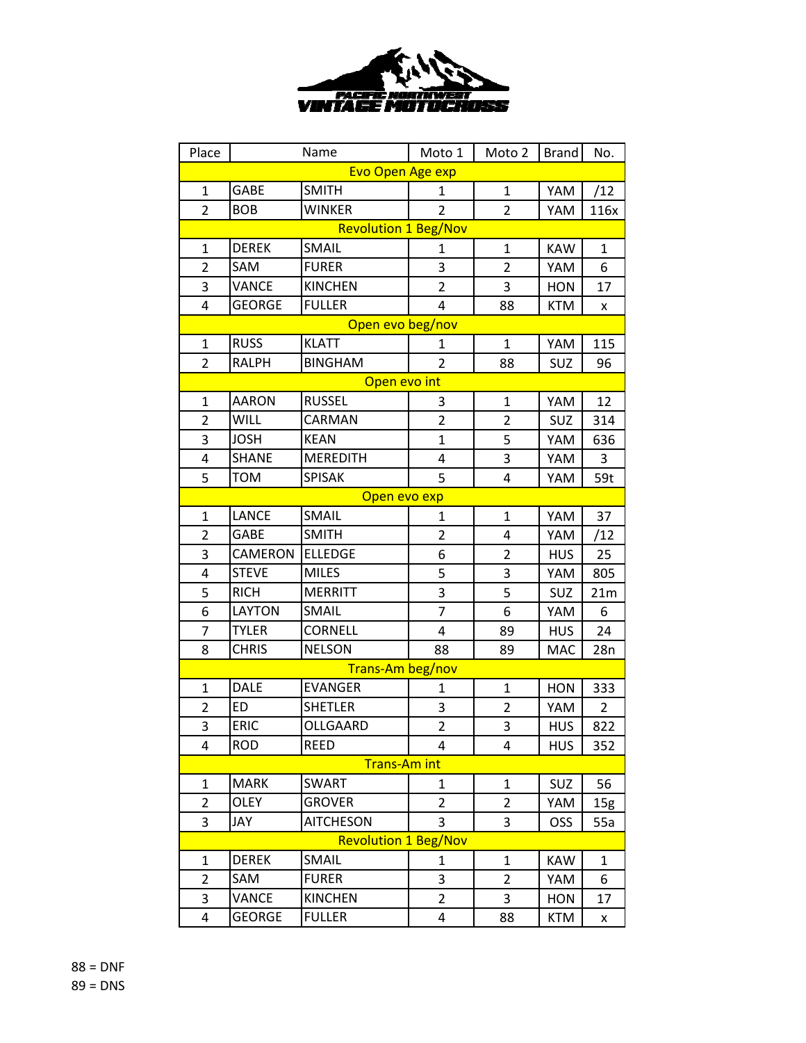PACIFIC NORTHWEST VINTAGE MOTOCROSS

| Place | Name | | Moto 1 | Moto 2 | Brand | No. |
|---|---|---|---|---|---|---|
| Evo Open Age exp | | | | | | |
| 1 | GABE | SMITH | 1 | 1 | YAM | /12 |
| 2 | BOB | WINKER | 2 | 2 | YAM | 116x |
| Revolution 1 Beg/Nov | | | | | | |
| 1 | DEREK | SMAIL | 1 | 1 | KAW | 1 |
| 2 | SAM | FURER | 3 | 2 | YAM | 6 |
| 3 | VANCE | KINCHEN | 2 | 3 | HON | 17 |
| 4 | GEORGE | FULLER | 4 | 88 | KTM | x |
| Open evo beg/nov | | | | | | |
| 1 | RUSS | KLATT | 1 | 1 | YAM | 115 |
| 2 | RALPH | BINGHAM | 2 | 88 | SUZ | 96 |
| Open evo int | | | | | | |
| 1 | AARON | RUSSEL | 3 | 1 | YAM | 12 |
| 2 | WILL | CARMAN | 2 | 2 | SUZ | 314 |
| 3 | JOSH | KEAN | 1 | 5 | YAM | 636 |
| 4 | SHANE | MEREDITH | 4 | 3 | YAM | 3 |
| 5 | TOM | SPISAK | 5 | 4 | YAM | 59t |
| Open evo exp | | | | | | |
| 1 | LANCE | SMAIL | 1 | 1 | YAM | 37 |
| 2 | GABE | SMITH | 2 | 4 | YAM | /12 |
| 3 | CAMERON | ELLEDGE | 6 | 2 | HUS | 25 |
| 4 | STEVE | MILES | 5 | 3 | YAM | 805 |
| 5 | RICH | MERRITT | 3 | 5 | SUZ | 21m |
| 6 | LAYTON | SMAIL | 7 | 6 | YAM | 6 |
| 7 | TYLER | CORNELL | 4 | 89 | HUS | 24 |
| 8 | CHRIS | NELSON | 88 | 89 | MAC | 28n |
| Trans-Am beg/nov | | | | | | |
| 1 | DALE | EVANGER | 1 | 1 | HON | 333 |
| 2 | ED | SHETLER | 3 | 2 | YAM | 2 |
| 3 | ERIC | OLLGAARD | 2 | 3 | HUS | 822 |
| 4 | ROD | REED | 4 | 4 | HUS | 352 |
| Trans-Am int | | | | | | |
| 1 | MARK | SWART | 1 | 1 | SUZ | 56 |
| 2 | OLEY | GROVER | 2 | 2 | YAM | 15g |
| 3 | JAY | AITCHESON | 3 | 3 | OSS | 55a |
| Revolution 1 Beg/Nov | | | | | | |
| 1 | DEREK | SMAIL | 1 | 1 | KAW | 1 |
| 2 | SAM | FURER | 3 | 2 | YAM | 6 |
| 3 | VANCE | KINCHEN | 2 | 3 | HON | 17 |
| 4 | GEORGE | FULLER | 4 | 88 | KTM | x |

88 = DNF
89 = DNS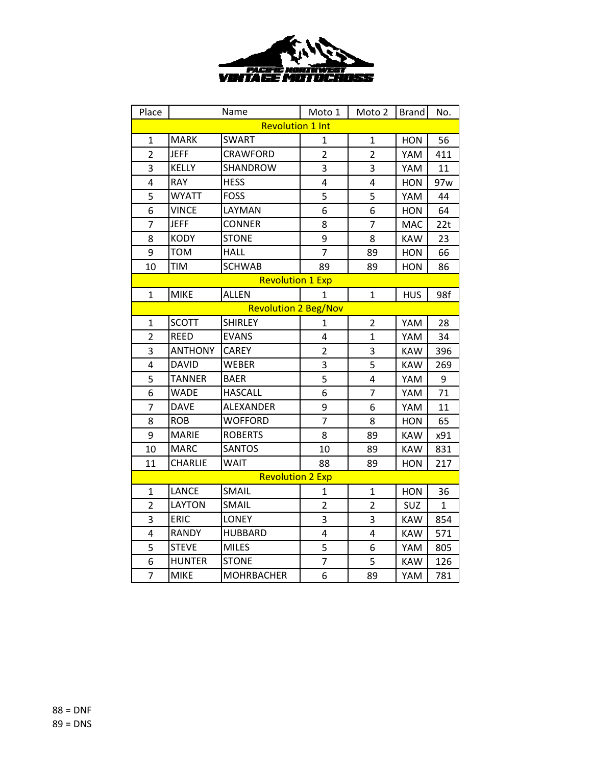PACIFIC NORTHWEST VINTAGE MOTOCROSS

| Place | Name | | Moto 1 | Moto 2 | Brand | No. |
|---|---|---|---|---|---|---|
| Revolution 1 Int | | | | | | |
| 1 | MARK | SWART | 1 | 1 | HON | 56 |
| 2 | JEFF | CRAWFORD | 2 | 2 | YAM | 411 |
| 3 | KELLY | SHANDROW | 3 | 3 | YAM | 11 |
| 4 | RAY | HESS | 4 | 4 | HON | 97w |
| 5 | WYATT | FOSS | 5 | 5 | YAM | 44 |
| 6 | VINCE | LAYMAN | 6 | 6 | HON | 64 |
| 7 | JEFF | CONNER | 8 | 7 | MAC | 22t |
| 8 | KODY | STONE | 9 | 8 | KAW | 23 |
| 9 | TOM | HALL | 7 | 89 | HON | 66 |
| 10 | TIM | SCHWAB | 89 | 89 | HON | 86 |
| Revolution 1 Exp | | | | | | |
| 1 | MIKE | ALLEN | 1 | 1 | HUS | 98f |
| Revolution 2 Beg/Nov | | | | | | |
| 1 | SCOTT | SHIRLEY | 1 | 2 | YAM | 28 |
| 2 | REED | EVANS | 4 | 1 | YAM | 34 |
| 3 | ANTHONY | CAREY | 2 | 3 | KAW | 396 |
| 4 | DAVID | WEBER | 3 | 5 | KAW | 269 |
| 5 | TANNER | BAER | 5 | 4 | YAM | 9 |
| 6 | WADE | HASCALL | 6 | 7 | YAM | 71 |
| 7 | DAVE | ALEXANDER | 9 | 6 | YAM | 11 |
| 8 | ROB | WOFFORD | 7 | 8 | HON | 65 |
| 9 | MARIE | ROBERTS | 8 | 89 | KAW | x91 |
| 10 | MARC | SANTOS | 10 | 89 | KAW | 831 |
| 11 | CHARLIE | WAIT | 88 | 89 | HON | 217 |
| Revolution 2 Exp | | | | | | |
| 1 | LANCE | SMAIL | 1 | 1 | HON | 36 |
| 2 | LAYTON | SMAIL | 2 | 2 | SUZ | 1 |
| 3 | ERIC | LONEY | 3 | 3 | KAW | 854 |
| 4 | RANDY | HUBBARD | 4 | 4 | KAW | 571 |
| 5 | STEVE | MILES | 5 | 6 | YAM | 805 |
| 6 | HUNTER | STONE | 7 | 5 | KAW | 126 |
| 7 | MIKE | MOHRBACHER | 6 | 89 | YAM | 781 |

88 = DNF
89 = DNS